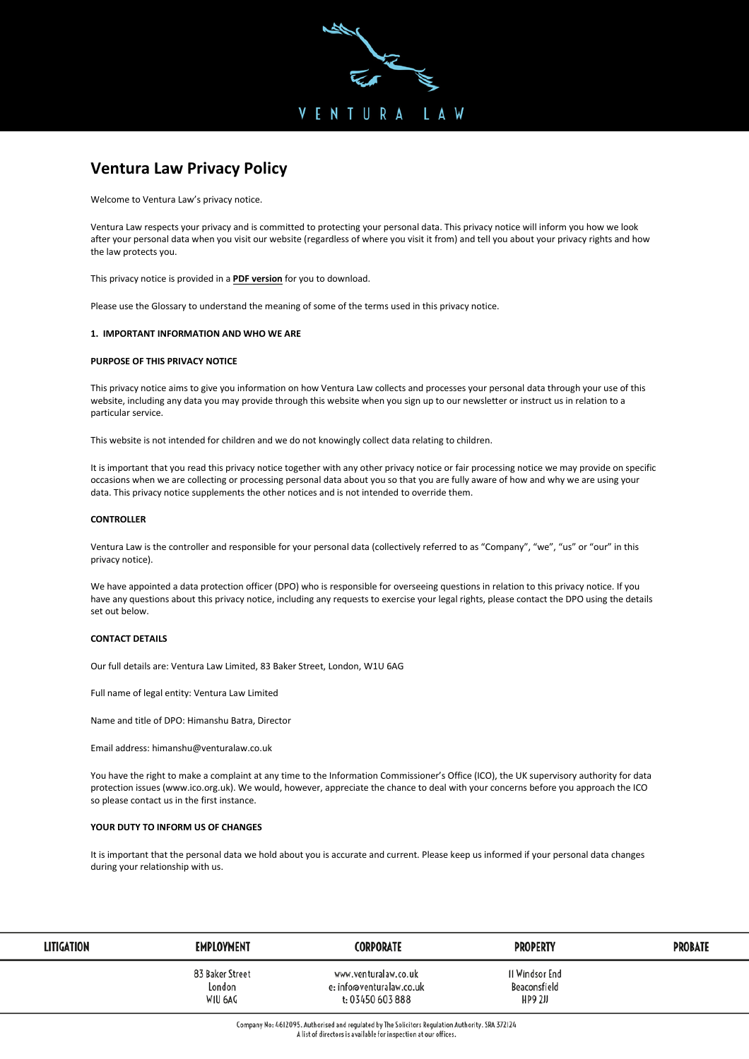# Ventura Law Privacy Policy

Welcome to Ventura Law's privacy notice.

Ventura Law respects your privacy and is committed to protecting your personal data. This privacy notice will inform you how we look after your personal data when you visit our website (regardless of where you visit it from) and tell you about your privacy rights and how the law protects you.

This privacy notice is provided in a **PDF version** for you to download.

Please use the Glossary to understand the meaning of some of the terms used in this privacy notice.

**1. IMPORTANT INFORMATION AND WHO WE ARE**

**PURPOSE OF THIS PRIVACY NOTICE**

This privacy notice aims to give you information on how Ventura Law collects and processes your personal data through your use of this website, including any data you may provide through this website when you sign up to our newsletter or instruct us in relation to a particular service.

This website is not intended for children and we do not knowingly collect data relating to children.

It is important that you read this privacy notice together with any other privacy notice or fair processing notice we may provide on specific occasions when we are collecting or processing personal data about you so that you are fully aware of how and why we are using your data. This privacy notice supplements the other notices and is not intended to override them.

**CONTROLLER**

Ventura Law is the controller and responsible for your personal data (collectively referred to as "Company", "we", "us" or "our" in this privacy notice).

We have appointed a data protection officer (DPO) who is responsible for overseeing questions in relation to this privacy notice. If you have any questions about this privacy notice, including any requests to exercise your legal rights, please contact the DPO using the details set out below.

**CONTACT DETAILS**

Our full details are: Ventura Law Limited, 83 Baker Street, London, W1U 6AG

Full name of legal entity: Ventura Law Limited

Name and title of DPO: Himanshu Batra, Director

Email address: himanshu@venturalaw.co.uk

You have the right to make a complaint at any time to the Information Commissioner's Office (ICO), the UK supervisory authority for data protection issues (www.ico.org.uk). We would, however, appreciate the chance to deal with your concerns before you approach the ICO so please contact us in the first instance.

**YOUR DUTY TO INFORM US OF CHANGES**

It is important that the personal data we hold about you is accurate and current. Please keep us informed if your personal data changes during your relationship with us.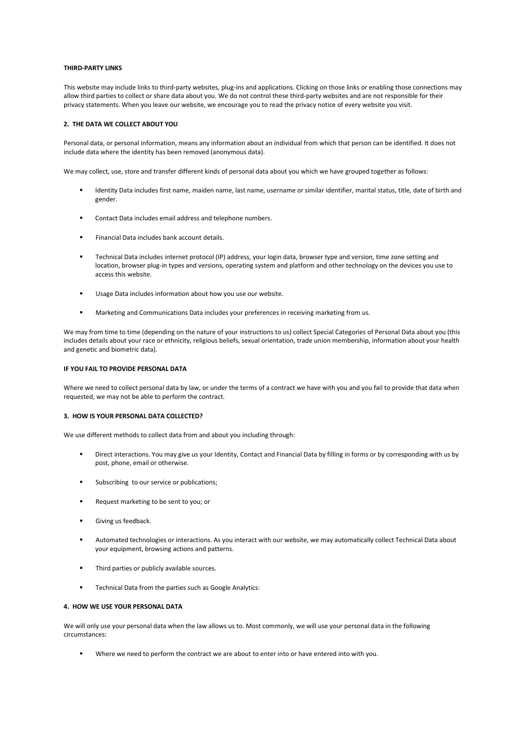**THIRD-PARTY LINKS**

This website may include links to third-party websites, plug-ins and applications. Clicking on those links or enabling those connections may allow third parties to collect or share data about you. We do not control these third-party websites and are not responsible for their privacy statements. When you leave our website, we encourage you to read the privacy notice of every website you visit.

**2. THE DATA WE COLLECT ABOUT YOU**

Personal data, or personal information, means any information about an individual from which that person can be identified. It does not include data where the identity has been removed (anonymous data).

We may collect, use, store and transfer different kinds of personal data about you which we have grouped together as follows:

- Identity Data includes first name, maiden name, last name, username or similar identifier, marital status, title, date of birth and gender.
- Contact Data includes email address and telephone numbers.
- Financial Data includes bank account details.
- Technical Data includes internet protocol (IP) address, your login data, browser type and version, time zone setting and location, browser plug-in types and versions, operating system and platform and other technology on the devices you use to access this website.
- Usage Data includes information about how you use our website.
- Marketing and Communications Data includes your preferences in receiving marketing from us.

We may from time to time (depending on the nature of your instructions to us) collect Special Categories of Personal Data about you (this includes details about your race or ethnicity, religious beliefs, sexual orientation, trade union membership, information about your health and genetic and biometric data).

**IF YOU FAIL TO PROVIDE PERSONAL DATA**

Where we need to collect personal data by law, or under the terms of a contract we have with you and you fail to provide that data when requested, we may not be able to perform the contract.

**3. HOW IS YOUR PERSONAL DATA COLLECTED?**

We use different methods to collect data from and about you including through:

- Direct interactions. You may give us your Identity, Contact and Financial Data by filling in forms or by corresponding with us by post, phone, email or otherwise.
- Subscribing to our service or publications;
- Request marketing to be sent to you; or
- Giving us feedback.
- Automated technologies or interactions. As you interact with our website, we may automatically collect Technical Data about your equipment, browsing actions and patterns.
- Third parties or publicly available sources.
- Technical Data from the parties such as Google Analytics:

**4. HOW WE USE YOUR PERSONAL DATA**

We will only use your personal data when the law allows us to. Most commonly, we will use your personal data in the following circumstances:

- Where we need to perform the contract we are about to enter into or have entered into with you.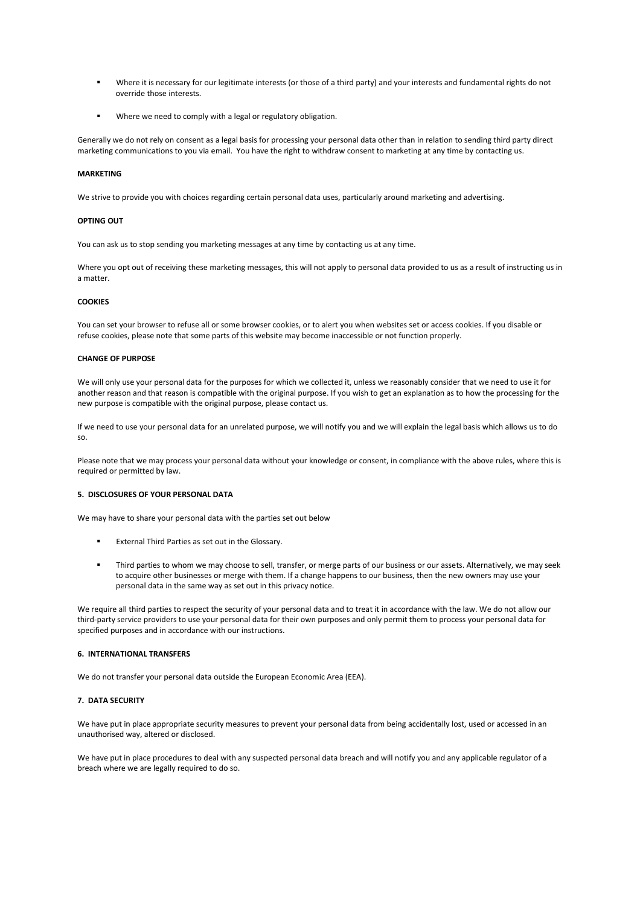- Where it is necessary for our legitimate interests (or those of a third party) and your interests and fundamental rights do not override those interests.
- Where we need to comply with a legal or regulatory obligation.

Generally we do not rely on consent as a legal basis for processing your personal data other than in relation to sending third party direct marketing communications to you via email. You have the right to withdraw consent to marketing at any time by contacting us.

**MARKETING**

We strive to provide you with choices regarding certain personal data uses, particularly around marketing and advertising.

**OPTING OUT**

You can ask us to stop sending you marketing messages at any time by contacting us at any time.

Where you opt out of receiving these marketing messages, this will not apply to personal data provided to us as a result of instructing us in a matter.

**COOKIES**

You can set your browser to refuse all or some browser cookies, or to alert you when websites set or access cookies. If you disable or refuse cookies, please note that some parts of this website may become inaccessible or not function properly.

**CHANGE OF PURPOSE**

We will only use your personal data for the purposes for which we collected it, unless we reasonably consider that we need to use it for another reason and that reason is compatible with the original purpose. If you wish to get an explanation as to how the processing for the new purpose is compatible with the original purpose, please contact us.

If we need to use your personal data for an unrelated purpose, we will notify you and we will explain the legal basis which allows us to do so.

Please note that we may process your personal data without your knowledge or consent, in compliance with the above rules, where this is required or permitted by law.

**5. DISCLOSURES OF YOUR PERSONAL DATA**

We may have to share your personal data with the parties set out below

- External Third Parties as set out in the Glossary.
- Third parties to whom we may choose to sell, transfer, or merge parts of our business or our assets. Alternatively, we may seek to acquire other businesses or merge with them. If a change happens to our business, then the new owners may use your personal data in the same way as set out in this privacy notice.

We require all third parties to respect the security of your personal data and to treat it in accordance with the law. We do not allow our third-party service providers to use your personal data for their own purposes and only permit them to process your personal data for specified purposes and in accordance with our instructions.

**6. INTERNATIONAL TRANSFERS**

We do not transfer your personal data outside the European Economic Area (EEA).

**7. DATA SECURITY**

We have put in place appropriate security measures to prevent your personal data from being accidentally lost, used or accessed in an unauthorised way, altered or disclosed.

We have put in place procedures to deal with any suspected personal data breach and will notify you and any applicable regulator of a breach where we are legally required to do so.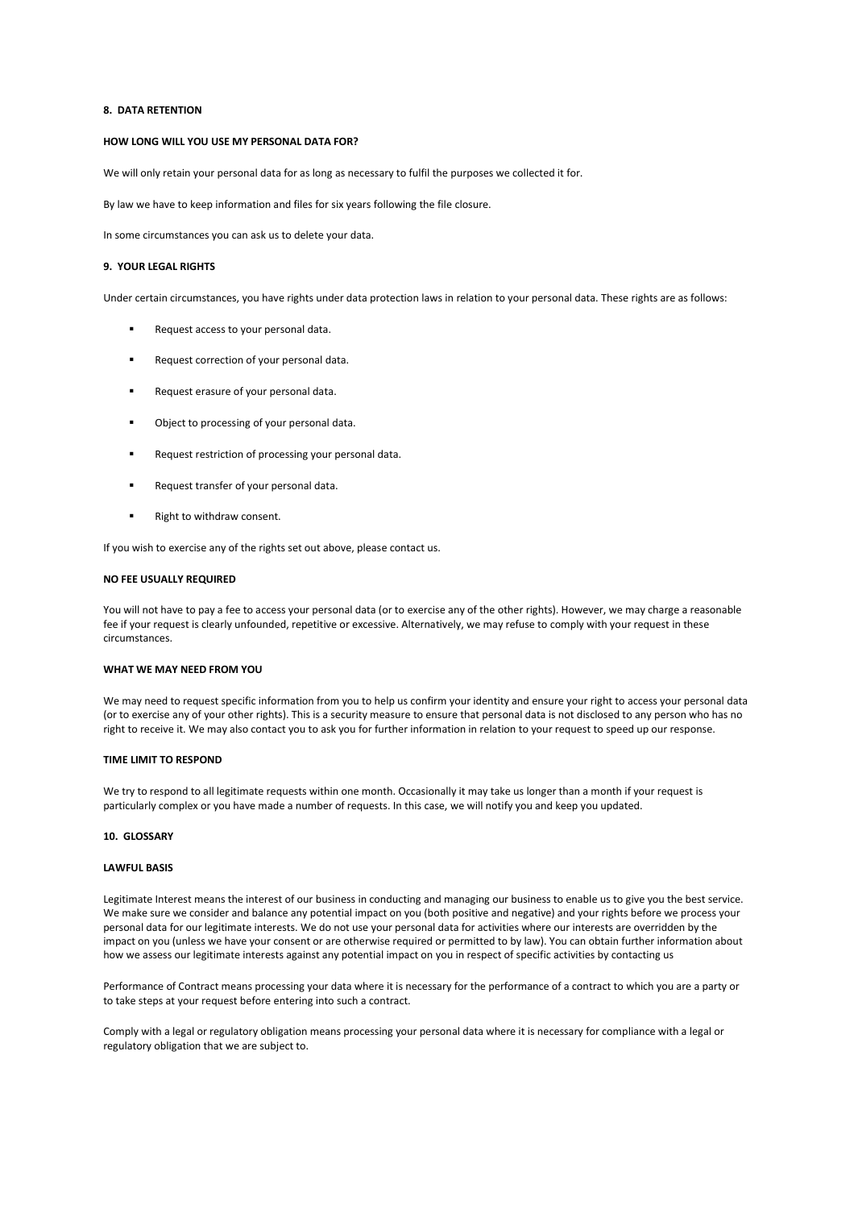## 8. DATA RETENTION

### HOW LONG WILL YOU USE MY PERSONAL DATA FOR?

We will only retain your personal data for as long as necessary to fulfil the purposes we collected it for.

By law we have to keep information and files for six years following the file closure.

In some circumstances you can ask us to delete your data.

## 9. YOUR LEGAL RIGHTS

Under certain circumstances, you have rights under data protection laws in relation to your personal data. These rights are as follows:

- Request access to your personal data.
- Request correction of your personal data.
- Request erasure of your personal data.
- Object to processing of your personal data.
- Request restriction of processing your personal data.
- Request transfer of your personal data.
- Right to withdraw consent.

If you wish to exercise any of the rights set out above, please contact us.

### NO FEE USUALLY REQUIRED

You will not have to pay a fee to access your personal data (or to exercise any of the other rights). However, we may charge a reasonable fee if your request is clearly unfounded, repetitive or excessive. Alternatively, we may refuse to comply with your request in these circumstances.

### WHAT WE MAY NEED FROM YOU

We may need to request specific information from you to help us confirm your identity and ensure your right to access your personal data (or to exercise any of your other rights). This is a security measure to ensure that personal data is not disclosed to any person who has no right to receive it. We may also contact you to ask you for further information in relation to your request to speed up our response.

### TIME LIMIT TO RESPOND

We try to respond to all legitimate requests within one month. Occasionally it may take us longer than a month if your request is particularly complex or you have made a number of requests. In this case, we will notify you and keep you updated.

## 10. GLOSSARY

### LAWFUL BASIS

Legitimate Interest means the interest of our business in conducting and managing our business to enable us to give you the best service. We make sure we consider and balance any potential impact on you (both positive and negative) and your rights before we process your personal data for our legitimate interests. We do not use your personal data for activities where our interests are overridden by the impact on you (unless we have your consent or are otherwise required or permitted to by law). You can obtain further information about how we assess our legitimate interests against any potential impact on you in respect of specific activities by contacting us

Performance of Contract means processing your data where it is necessary for the performance of a contract to which you are a party or to take steps at your request before entering into such a contract.

Comply with a legal or regulatory obligation means processing your personal data where it is necessary for compliance with a legal or regulatory obligation that we are subject to.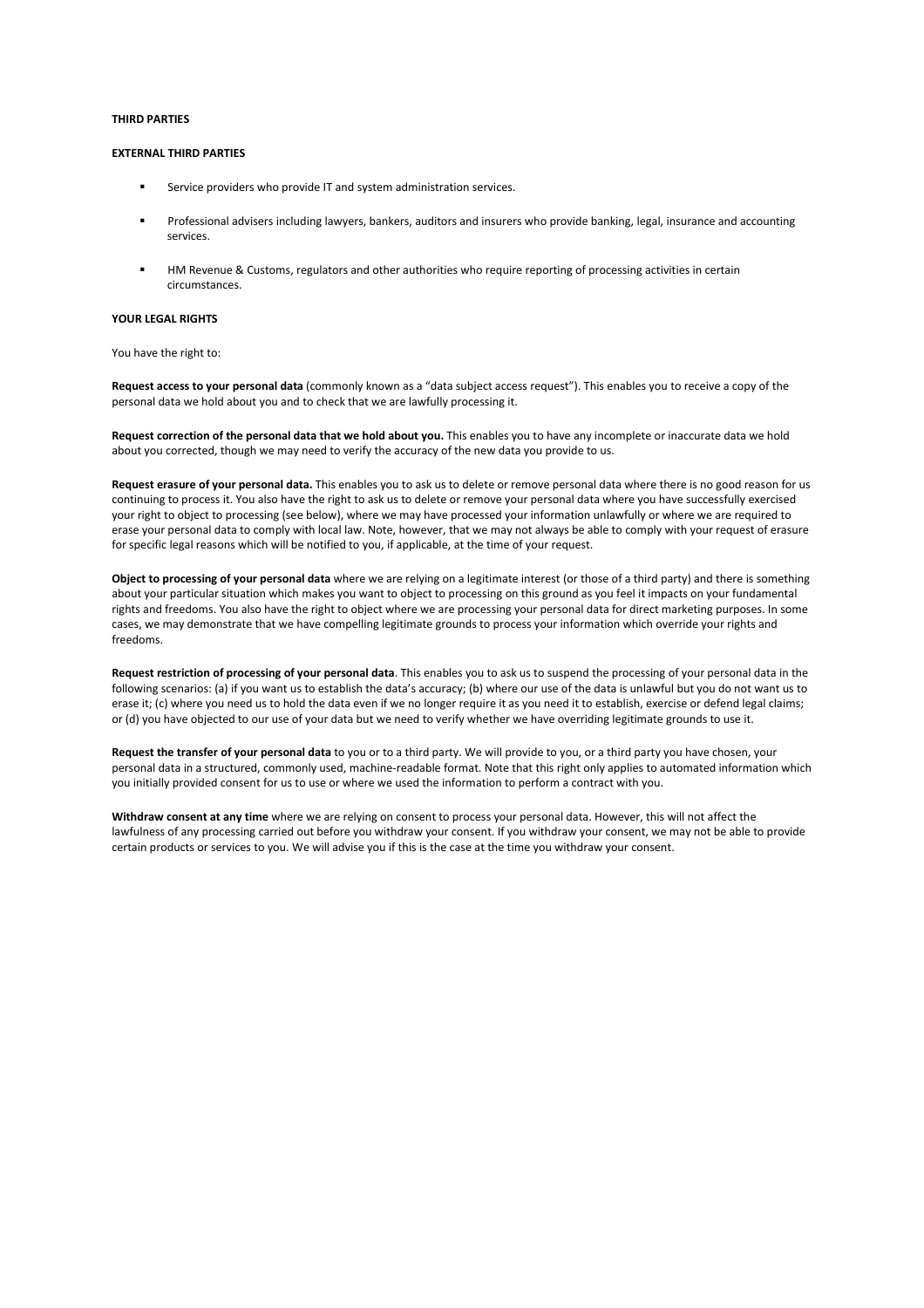**THIRD PARTIES**

**EXTERNAL THIRD PARTIES**

- Service providers who provide IT and system administration services.
- Professional advisers including lawyers, bankers, auditors and insurers who provide banking, legal, insurance and accounting services.
- HM Revenue & Customs, regulators and other authorities who require reporting of processing activities in certain circumstances.

**YOUR LEGAL RIGHTS**

You have the right to:

**Request access to your personal data** (commonly known as a "data subject access request"). This enables you to receive a copy of the personal data we hold about you and to check that we are lawfully processing it.

**Request correction of the personal data that we hold about you.** This enables you to have any incomplete or inaccurate data we hold about you corrected, though we may need to verify the accuracy of the new data you provide to us.

**Request erasure of your personal data.** This enables you to ask us to delete or remove personal data where there is no good reason for us continuing to process it. You also have the right to ask us to delete or remove your personal data where you have successfully exercised your right to object to processing (see below), where we may have processed your information unlawfully or where we are required to erase your personal data to comply with local law. Note, however, that we may not always be able to comply with your request of erasure for specific legal reasons which will be notified to you, if applicable, at the time of your request.

**Object to processing of your personal data** where we are relying on a legitimate interest (or those of a third party) and there is something about your particular situation which makes you want to object to processing on this ground as you feel it impacts on your fundamental rights and freedoms. You also have the right to object where we are processing your personal data for direct marketing purposes. In some cases, we may demonstrate that we have compelling legitimate grounds to process your information which override your rights and freedoms.

**Request restriction of processing of your personal data**. This enables you to ask us to suspend the processing of your personal data in the following scenarios: (a) if you want us to establish the data's accuracy; (b) where our use of the data is unlawful but you do not want us to erase it; (c) where you need us to hold the data even if we no longer require it as you need it to establish, exercise or defend legal claims; or (d) you have objected to our use of your data but we need to verify whether we have overriding legitimate grounds to use it.

**Request the transfer of your personal data** to you or to a third party. We will provide to you, or a third party you have chosen, your personal data in a structured, commonly used, machine-readable format. Note that this right only applies to automated information which you initially provided consent for us to use or where we used the information to perform a contract with you.

**Withdraw consent at any time** where we are relying on consent to process your personal data. However, this will not affect the lawfulness of any processing carried out before you withdraw your consent. If you withdraw your consent, we may not be able to provide certain products or services to you. We will advise you if this is the case at the time you withdraw your consent.